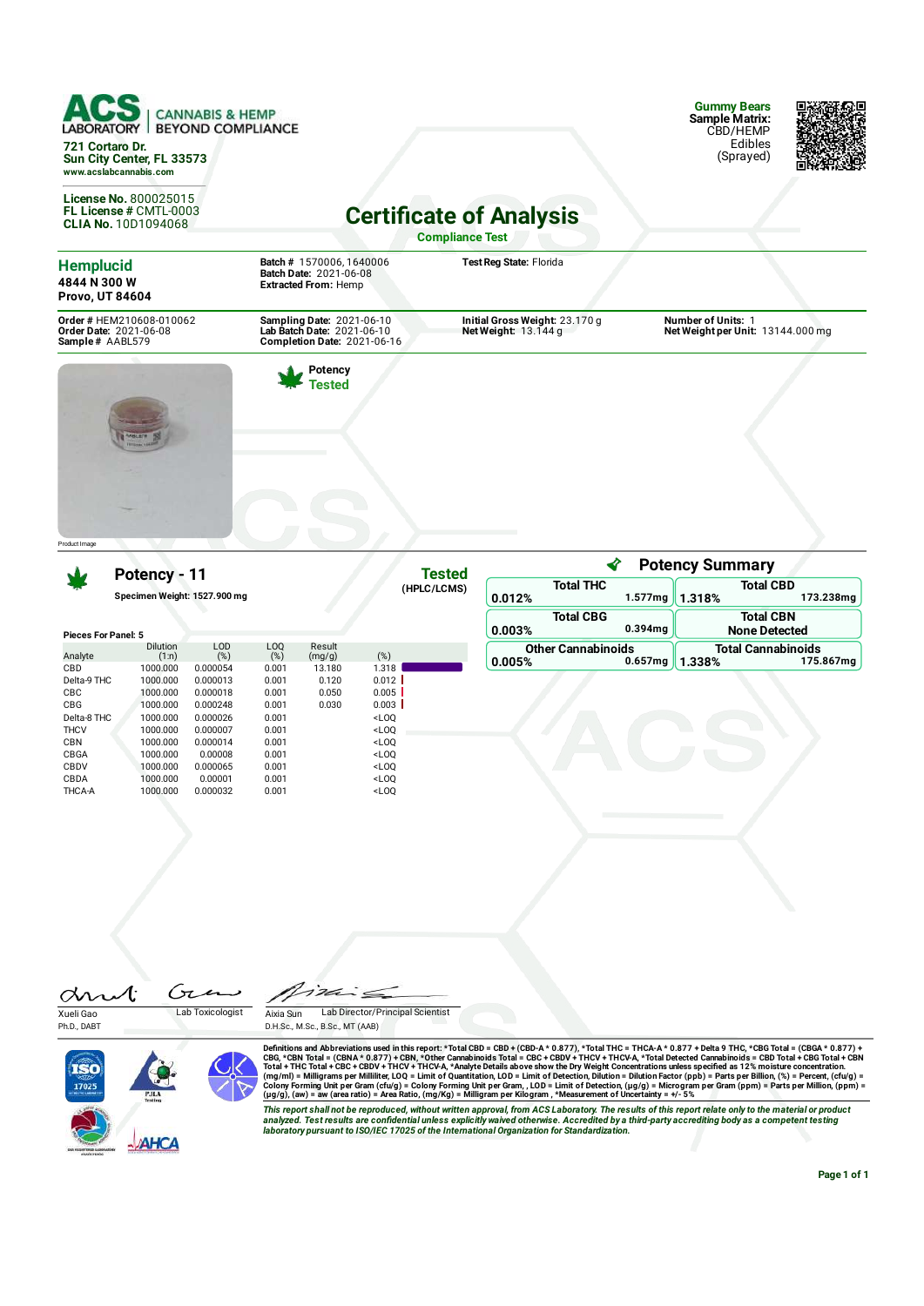**ACS LABORATORY | CANNABIS & HEMP BEYOND COMPLIANCE**

721 Cortaro Dr.
Sun City Center, FL 33573
www.acslabcannabis.com

**Gummy Bears**
**Sample Matrix:** CBD/HEMP Edibles (Sprayed)

**License No.** 800025015
**FL License #** CMTL-0003
**CLIA No.** 10D1094068

# Certificate of Analysis

## Compliance Test

**Hemplucid**
**4844 N 300 W**
**Provo, UT 84604**

**Batch #** 1570006, 1640006
**Batch Date:** 2021-06-08
**Extracted From:** Hemp

**Test Reg State:** Florida

**Order #** HEM210608-010062
**Order Date:** 2021-06-08
**Sample #** AABL579

**Sampling Date:** 2021-06-10
**Lab Batch Date:** 2021-06-10
**Completion Date:** 2021-06-16

**Initial Gross Weight:** 23.170 g
**Net Weight:** 13.144 g

**Number of Units:** 1
**Net Weight per Unit:** 13144.000 mg

Product Image

**Potency Tested**

## Potency - 11

**Specimen Weight: 1527.900 mg**

**Tested (HPLC/LCMS)**

**Pieces For Panel: 5**

| Analyte | Dilution (1:n) | LOD (%) | LOQ (%) | Result (mg/g) | (%) |
|---|---|---|---|---|---|
| CBD | 1000.000 | 0.000054 | 0.001 | 13.180 | 1.318 |
| Delta-9 THC | 1000.000 | 0.000013 | 0.001 | 0.120 | 0.012 |
| CBC | 1000.000 | 0.000018 | 0.001 | 0.050 | 0.005 |
| CBG | 1000.000 | 0.000248 | 0.001 | 0.030 | 0.003 |
| Delta-8 THC | 1000.000 | 0.000026 | 0.001 | | <LOQ |
| THCV | 1000.000 | 0.000007 | 0.001 | | <LOQ |
| CBN | 1000.000 | 0.000014 | 0.001 | | <LOQ |
| CBGA | 1000.000 | 0.00008 | 0.001 | | <LOQ |
| CBDV | 1000.000 | 0.000065 | 0.001 | | <LOQ |
| CBDA | 1000.000 | 0.00001 | 0.001 | | <LOQ |
| THCA-A | 1000.000 | 0.000032 | 0.001 | | <LOQ |

### Potency Summary

| | % | mg |
|---|---|---|
| Total THC | 0.012% | 1.577mg |
| Total CBD | 1.318% | 173.238mg |
| Total CBG | 0.003% | 0.394mg |
| Total CBN | None Detected | |
| Other Cannabinoids | 0.005% | 0.657mg |
| Total Cannabinoids | 1.338% | 175.867mg |

Xueli Gao, Ph.D., DABT — Lab Toxicologist

Aixia Sun, D.H.Sc., M.Sc., B.Sc., MT (AAB) — Lab Director/Principal Scientist

Definitions and Abbreviations used in this report: *Total CBD = CBD + (CBD-A * 0.877), *Total THC = THCA-A * 0.877 + Delta 9 THC, *CBG Total = (CBGA * 0.877) + CBG, *CBN Total = (CBNA * 0.877) + CBN, *Other Cannabinoids Total = CBC + CBDV + THCV + THCV-A, *Total Detected Cannabinoids = CBD Total + CBG Total + CBN Total + THC Total + CBC + CBDV + THCV + THCV-A, *Analyte Details above show the Dry Weight Concentrations unless specified as 12% moisture concentration. (mg/ml) = Milligrams per Milliliter, LOQ = Limit of Quantitation, LOD = Limit of Detection, Dilution = Dilution Factor (ppb) = Parts per Billion, (%) = Percent, (cfu/g) = Colony Forming Unit per Gram (cfu/g) = Colony Forming Unit per Gram, , LOD = Limit of Detection, (µg/g) = Microgram per Gram (ppm) = Parts per Million, (ppm) = (µg/g), (aw) = aw (area ratio) = Area Ratio, (mg/Kg) = Milligram per Kilogram , *Measurement of Uncertainty = +/- 5%

*This report shall not be reproduced, without written approval, from ACS Laboratory. The results of this report relate only to the material or product analyzed. Test results are confidential unless explicitly waived otherwise. Accredited by a third-party accrediting body as a competent testing laboratory pursuant to ISO/IEC 17025 of the International Organization for Standardization.*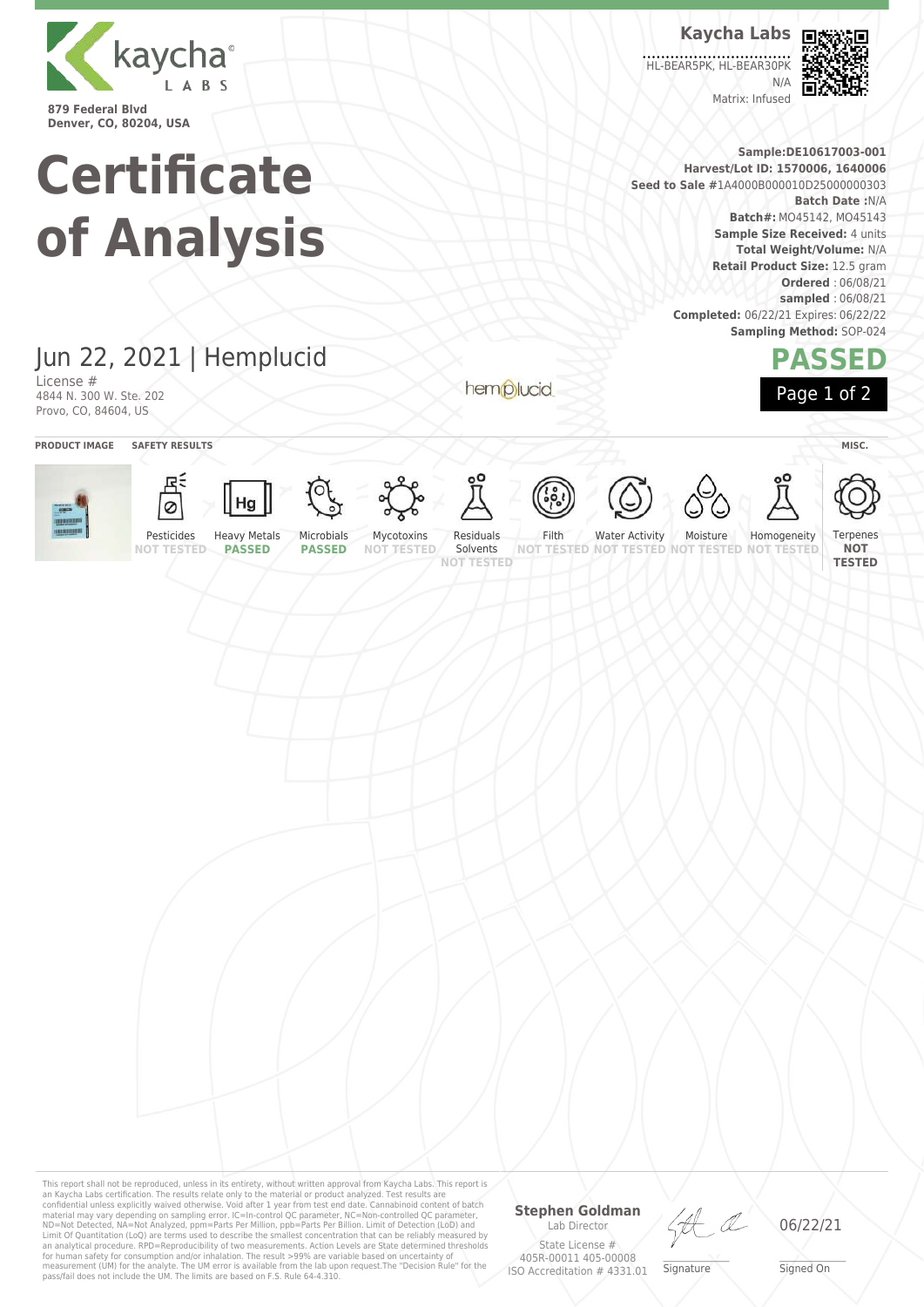Kaycha Labs

879 Federal Blvd
Denver, CO, 80204, USA

**Kaycha Labs**

HL-BEAR5PK, HL-BEAR30PK
N/A
Matrix: Infused

# Certificate of Analysis

**Sample:** DE10617003-001
**Harvest/Lot ID:** 1570006, 1640006
**Seed to Sale #** 1A4000B000010D25000000303
**Batch Date :** N/A
**Batch#:** MO45142, MO45143
**Sample Size Received:** 4 units
**Total Weight/Volume:** N/A
**Retail Product Size:** 12.5 gram
**Ordered** : 06/08/21
**sampled** : 06/08/21
**Completed:** 06/22/21 Expires: 06/22/22
**Sampling Method:** SOP-024

## Jun 22, 2021 | Hemplucid

License #
4844 N. 300 W. Ste. 202
Provo, CO, 84604, US

hemplucid

## PASSED

**PRODUCT IMAGE** | **SAFETY RESULTS** | **MISC.**

| Pesticides | Heavy Metals | Microbials | Mycotoxins | Residuals Solvents | Filth | Water Activity | Moisture | Homogeneity | Terpenes |
|---|---|---|---|---|---|---|---|---|---|
| NOT TESTED | PASSED | PASSED | NOT TESTED | NOT TESTED | NOT TESTED | NOT TESTED | NOT TESTED | NOT TESTED | NOT TESTED |

This report shall not be reproduced, unless in its entirety, without written approval from Kaycha Labs. This report is an Kaycha Labs certification. The results relate only to the material or product analyzed. Test results are confidential unless explicitly waived otherwise. Void after 1 year from test end date. Cannabinoid content of batch material may vary depending on sampling error. IC=In-control QC parameter, NC=Non-controlled QC parameter, ND=Not Detected, NA=Not Analyzed, ppm=Parts Per Million, ppb=Parts Per Billion. Limit of Detection (LoD) and Limit Of Quantitation (LoQ) are terms used to describe the smallest concentration that can be reliably measured by an analytical procedure. RPD=Reproducibility of two measurements. Action Levels are State determined thresholds for human safety for consumption and/or inhalation. The result >99% are variable based on uncertainty of measurement (UM) for the analyte. The UM error is available from the lab upon request.The "Decision Rule" for the pass/fail does not include the UM. The limits are based on F.S. Rule 64-4.310.

**Stephen Goldman**
Lab Director
State License #
405R-00011 405-00008
ISO Accreditation # 4331.01

Signature

06/22/21
Signed On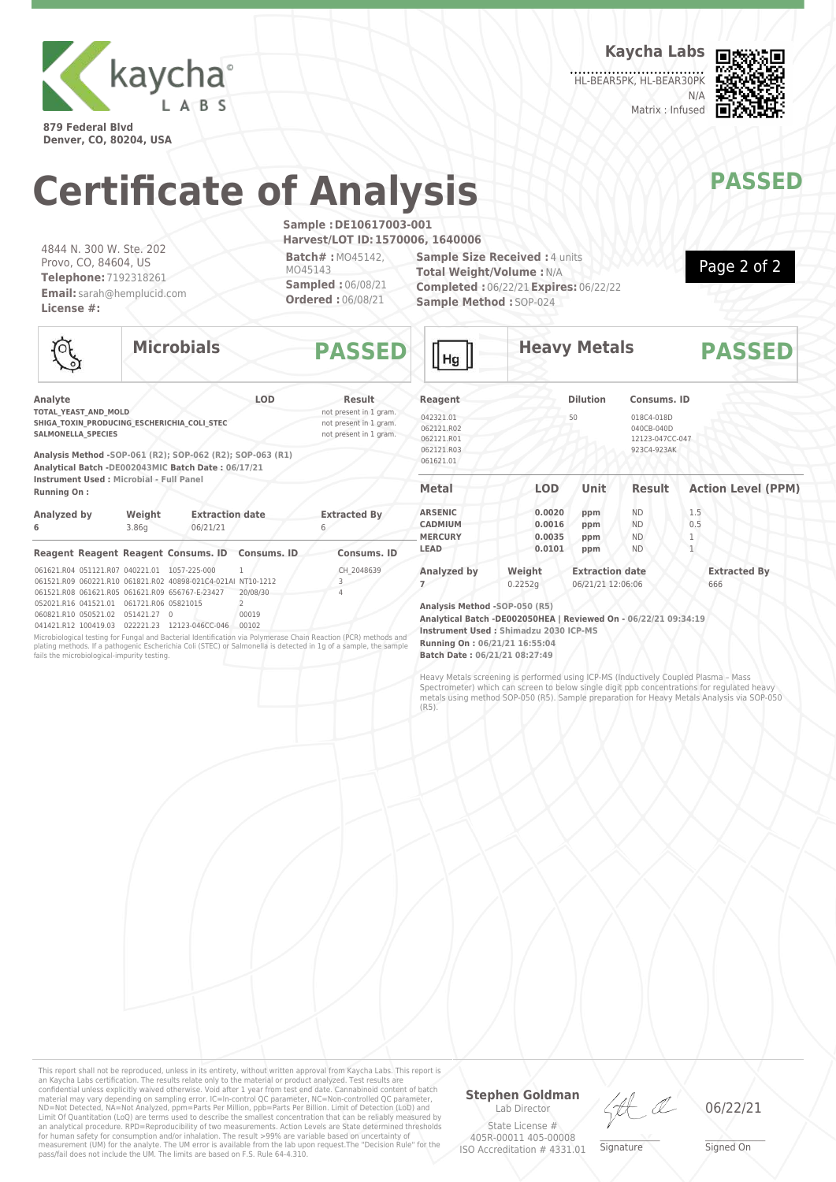kaycha LABS

879 Federal Blvd
Denver, CO, 80204, USA

**Kaycha Labs**

HL-BEAR5PK, HL-BEAR30PK
N/A
Matrix : Infused

# Certificate of Analysis

**PASSED**

4844 N. 300 W. Ste. 202
Provo, CO, 84604, US
**Telephone:** 7192318261
**Email:** sarah@hemplucid.com
**License #:**

**Sample :** DE10617003-001
**Harvest/LOT ID:** 1570006, 1640006
**Batch# :** MO45142, MO45143
**Sampled :** 06/08/21
**Ordered :** 06/08/21

**Sample Size Received :** 4 units
**Total Weight/Volume :** N/A
**Completed :** 06/22/21 **Expires:** 06/22/22
**Sample Method :** SOP-024

Page 2 of 2

## Microbials — PASSED

| Analyte | LOD | Result |
|---|---|---|
| TOTAL_YEAST_AND_MOLD | | not present in 1 gram. |
| SHIGA_TOXIN_PRODUCING_ESCHERICHIA_COLI_STEC | | not present in 1 gram. |
| SALMONELLA_SPECIES | | not present in 1 gram. |

**Analysis Method** -SOP-061 (R2); SOP-062 (R2); SOP-063 (R1)
**Analytical Batch** -DE002043MIC **Batch Date :** 06/17/21
**Instrument Used :** Microbial - Full Panel
**Running On :**

| Analyzed by | Weight | Extraction date | Extracted By |
|---|---|---|---|
| 6 | 3.86g | 06/21/21 | 6 |

| Reagent | Reagent | Reagent | Consums. ID | Consums. ID | Consums. ID |
|---|---|---|---|---|---|
| 061621.R04 | 051121.R07 | 040221.01 | 1057-225-000 | 1 | CH_2048639 |
| 061521.R09 | 060221.R10 | 061821.R02 | 40898-021C4-021AI | NT10-1212 | 3 |
| 061521.R08 | 061621.R05 | 061621.R09 | 656767-E-23427 | 20/08/30 | 4 |
| 052021.R16 | 041521.01 | 061721.R06 | 05821015 | 2 | |
| 060821.R10 | 050521.02 | 051421.27 | 0 | 00019 | |
| 041421.R12 | 100419.03 | 022221.23 | 12123-046CC-046 | 00102 | |

Microbiological testing for Fungal and Bacterial Identification via Polymerase Chain Reaction (PCR) methods and plating methods. If a pathogenic Escherichia Coli (STEC) or Salmonella is detected in 1g of a sample, the sample fails the microbiological-impurity testing.

## Heavy Metals — PASSED

| Reagent | Dilution | Consums. ID |
|---|---|---|
| 042321.01 | 50 | 018C4-018D |
| 062121.R02 | | 040CB-040D |
| 062121.R01 | | 12123-047CC-047 |
| 062121.R03 | | 923C4-923AK |
| 061621.01 | | |

| Metal | LOD | Unit | Result | Action Level (PPM) |
|---|---|---|---|---|
| ARSENIC | 0.0020 | ppm | ND | 1.5 |
| CADMIUM | 0.0016 | ppm | ND | 0.5 |
| MERCURY | 0.0035 | ppm | ND | 1 |
| LEAD | 0.0101 | ppm | ND | 1 |

| Analyzed by | Weight | Extraction date | Extracted By |
|---|---|---|---|
| 7 | 0.2252g | 06/21/21 12:06:06 | 666 |

**Analysis Method** -SOP-050 (R5)
**Analytical Batch** -DE002050HEA | **Reviewed On** - 06/22/21 09:34:19
**Instrument Used :** Shimadzu 2030 ICP-MS
**Running On :** 06/21/21 16:55:04
**Batch Date :** 06/21/21 08:27:49

Heavy Metals screening is performed using ICP-MS (Inductively Coupled Plasma - Mass Spectrometer) which can screen to below single digit ppb concentrations for regulated heavy metals using method SOP-050 (R5). Sample preparation for Heavy Metals Analysis via SOP-050 (R5).

This report shall not be reproduced, unless in its entirety, without written approval from Kaycha Labs. This report is an Kaycha Labs certification. The results relate only to the material or product analyzed. Test results are confidential unless explicitly waived otherwise. Void after 1 year from test end date. Cannabinoid content of batch material may vary depending on sampling error. IC=In-control QC parameter, NC=Non-controlled QC parameter, ND=Not Detected, NA=Not Analyzed, ppm=Parts Per Million, ppb=Parts Per Billion. Limit of Detection (LoD) and Limit Of Quantitation (LoQ) are terms used to describe the smallest concentration that can be reliably measured by an analytical procedure. RPD=Reproducibility of two measurements. Action Levels are State determined thresholds for human safety for consumption and/or inhalation. The result >99% are variable based on uncertainty of measurement (UM) for the analyte. The UM error is available from the lab upon request.The "Decision Rule" for the pass/fail does not include the UM. The limits are based on F.S. Rule 64-4.310.

**Stephen Goldman**
Lab Director
State License #
405R-00011 405-00008
ISO Accreditation # 4331.01

Signature

06/22/21
Signed On